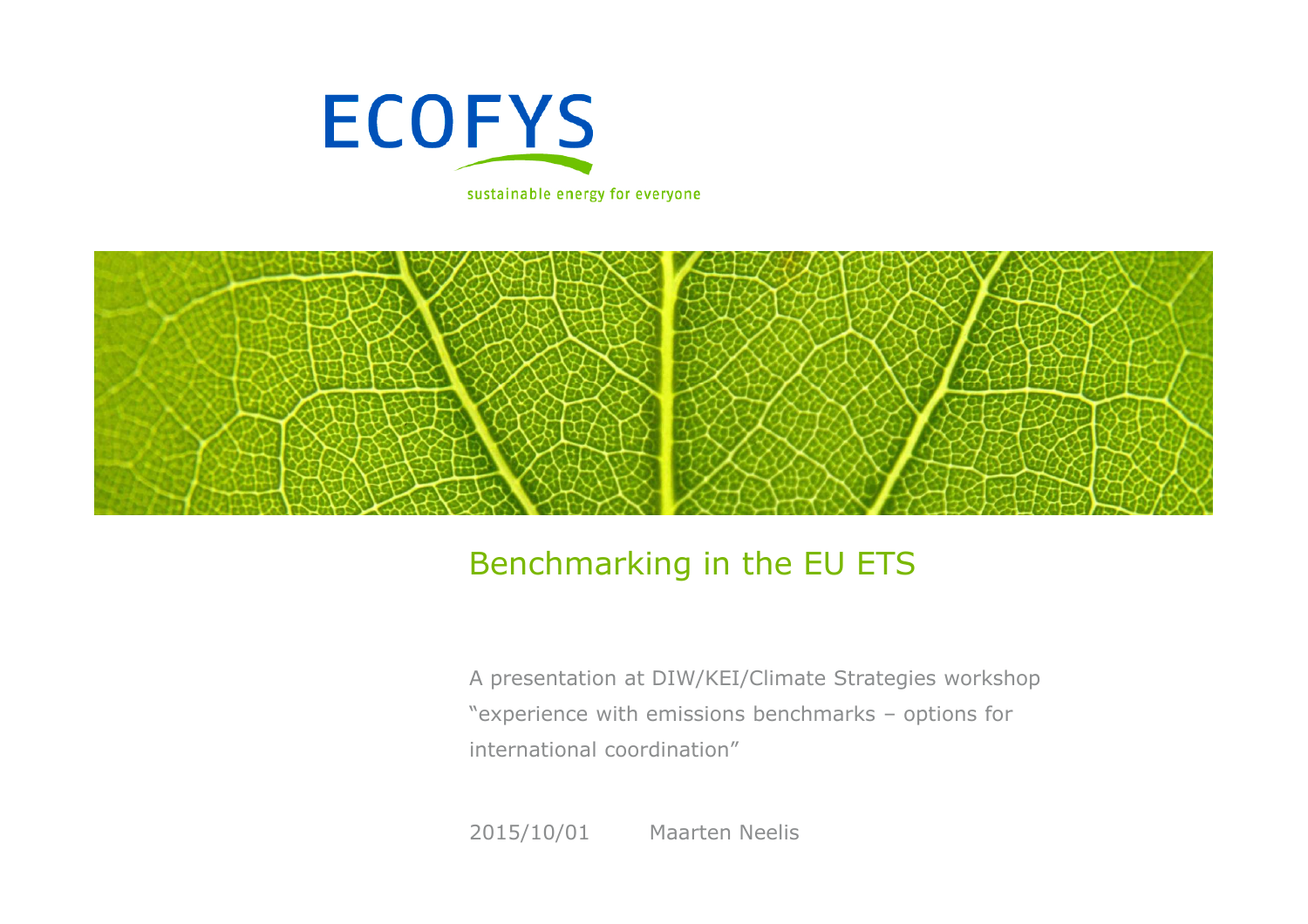ECOFYS

sustainable energy for everyone

# Benchmarking in the EU ETS

A presentation at DIW/KEI/Climate Strategies workshop "experience with emissions benchmarks – options for international coordination"

2015/10/01 Maarten Neelis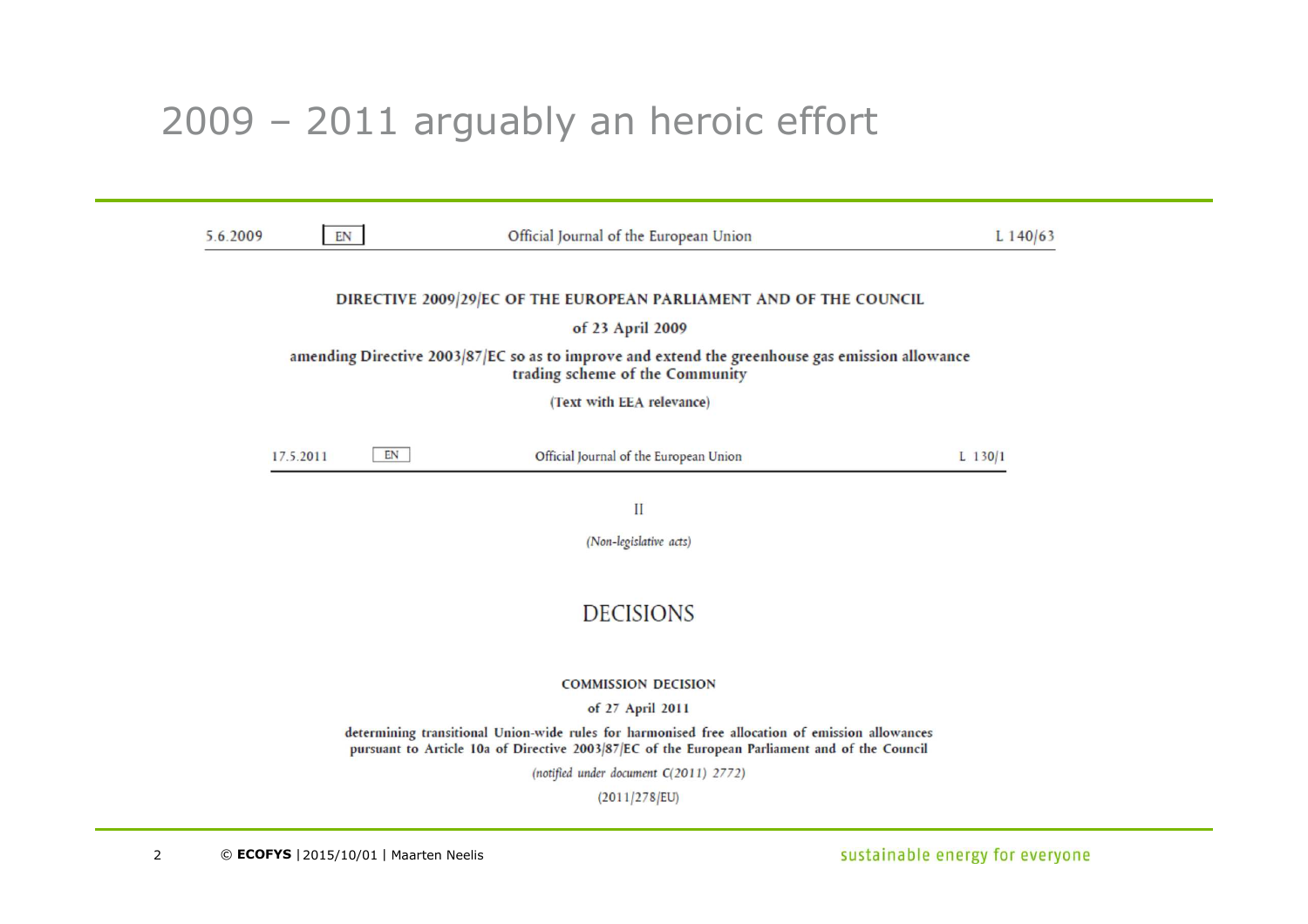# 2009 – 2011 arguably an heroic effort

5.6.2009 | EN | Official Journal of the European Union | L 140/63

**DIRECTIVE 2009/29/EC OF THE EUROPEAN PARLIAMENT AND OF THE COUNCIL**

**of 23 April 2009**

**amending Directive 2003/87/EC so as to improve and extend the greenhouse gas emission allowance trading scheme of the Community**

**(Text with EEA relevance)**

17.5.2011 | EN | Official Journal of the European Union | L 130/1

II

*(Non-legislative acts)*

DECISIONS

**COMMISSION DECISION**

**of 27 April 2011**

**determining transitional Union-wide rules for harmonised free allocation of emission allowances pursuant to Article 10a of Directive 2003/87/EC of the European Parliament and of the Council**

*(notified under document C(2011) 2772)*

(2011/278/EU)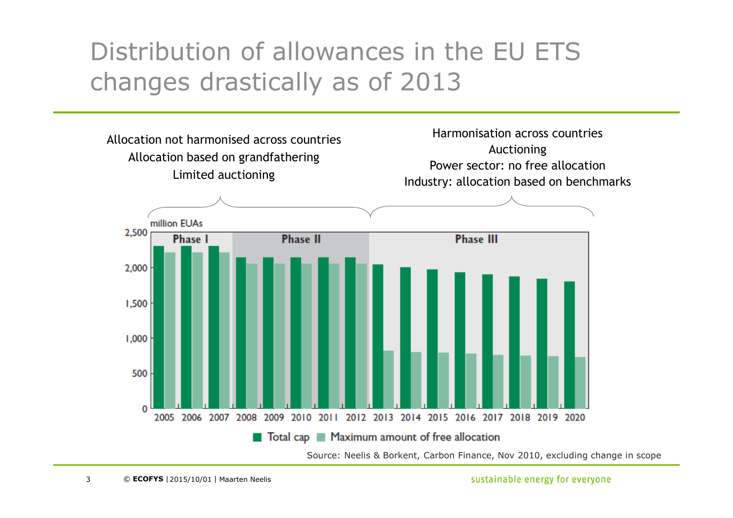# Distribution of allowances in the EU ETS changes drastically as of 2013

Allocation not harmonised across countries
Allocation based on grandfathering
Limited auctioning

Harmonisation across countries
Auctioning
Power sector: no free allocation
Industry: allocation based on benchmarks

million EUAs

| Year | Phase | Total cap | Maximum amount of free allocation |
|---|---|---|---|
| 2005 | Phase I | ~2,300 | ~2,210 |
| 2006 | Phase I | ~2,300 | ~2,210 |
| 2007 | Phase I | ~2,300 | ~2,210 |
| 2008 | Phase II | ~2,140 | ~2,050 |
| 2009 | Phase II | ~2,140 | ~2,050 |
| 2010 | Phase II | ~2,140 | ~2,050 |
| 2011 | Phase II | ~2,140 | ~2,050 |
| 2012 | Phase II | ~2,140 | ~2,050 |
| 2013 | Phase III | ~2,040 | ~820 |
| 2014 | Phase III | ~2,000 | ~800 |
| 2015 | Phase III | ~1,970 | ~790 |
| 2016 | Phase III | ~1,930 | ~780 |
| 2017 | Phase III | ~1,900 | ~760 |
| 2018 | Phase III | ~1,870 | ~750 |
| 2019 | Phase III | ~1,840 | ~740 |
| 2020 | Phase III | ~1,800 | ~730 |

Source: Neelis & Borkent, Carbon Finance, Nov 2010, excluding change in scope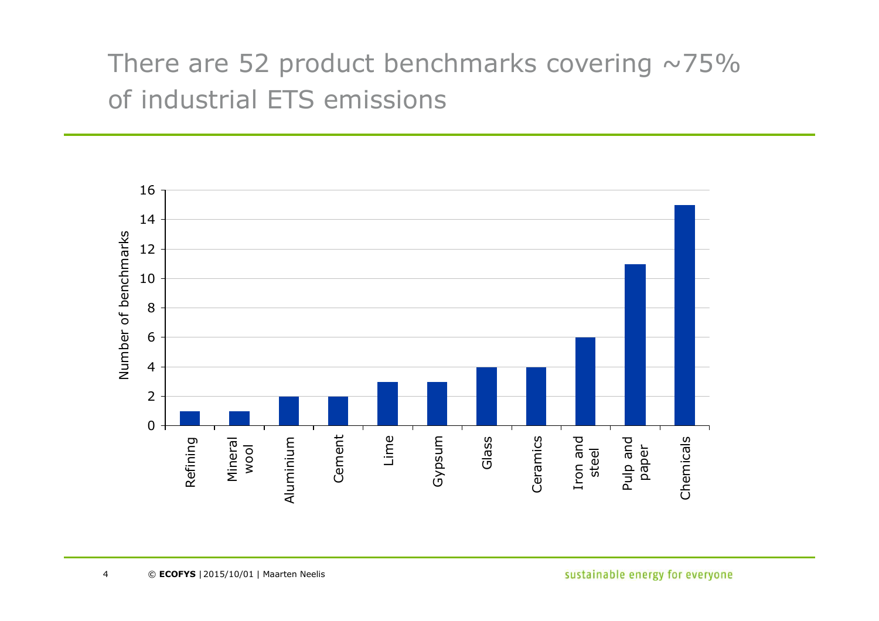# There are 52 product benchmarks covering ~75% of industrial ETS emissions

| Sector | Number of benchmarks |
|---|---|
| Refining | 1 |
| Mineral wool | 1 |
| Aluminium | 2 |
| Cement | 2 |
| Lime | 3 |
| Gypsum | 3 |
| Glass | 4 |
| Ceramics | 4 |
| Iron and steel | 6 |
| Pulp and paper | 11 |
| Chemicals | 15 |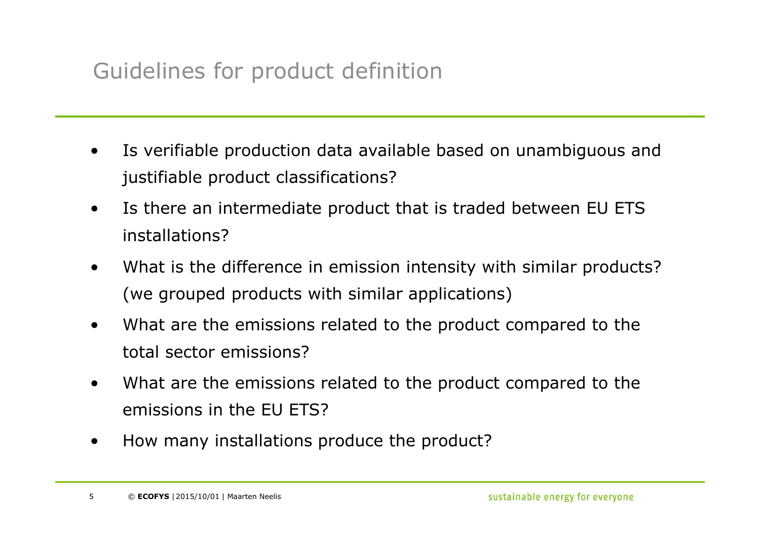# Guidelines for product definition

- Is verifiable production data available based on unambiguous and justifiable product classifications?
- Is there an intermediate product that is traded between EU ETS installations?
- What is the difference in emission intensity with similar products? (we grouped products with similar applications)
- What are the emissions related to the product compared to the total sector emissions?
- What are the emissions related to the product compared to the emissions in the EU ETS?
- How many installations produce the product?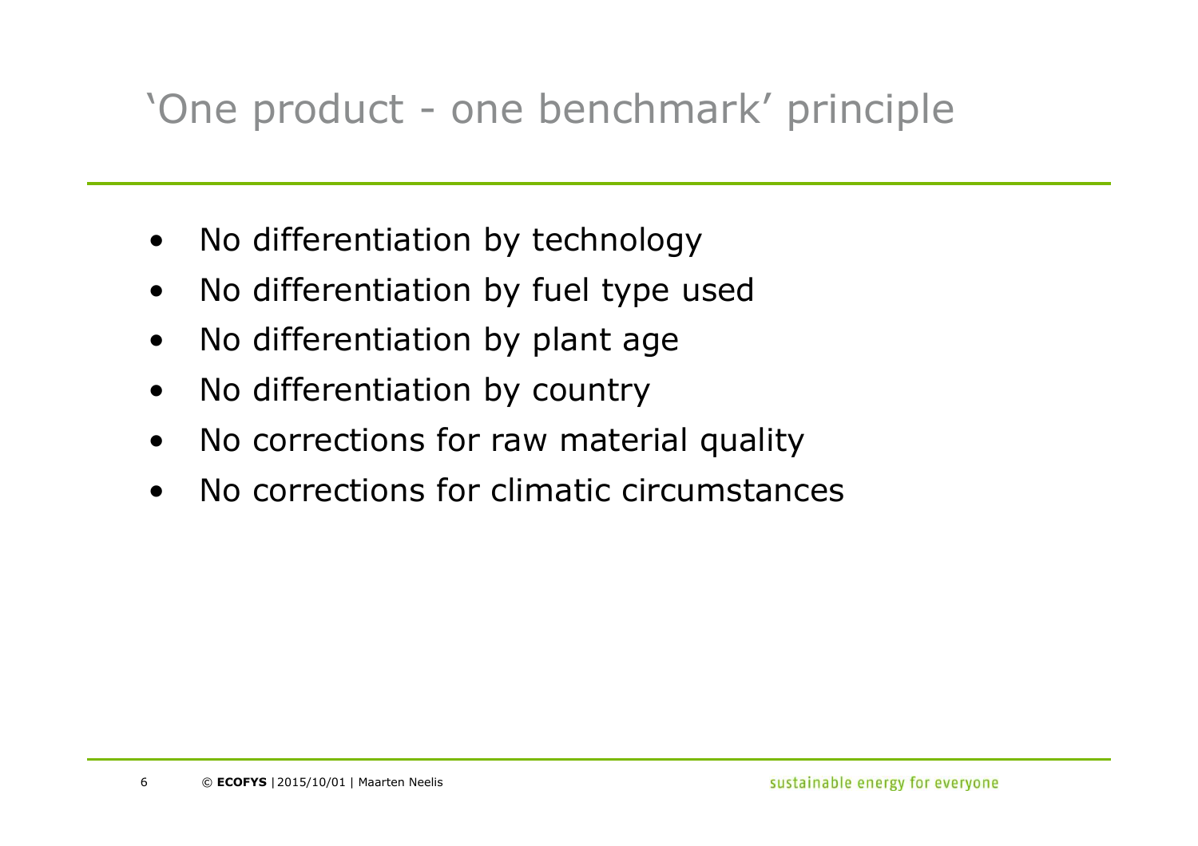# 'One product - one benchmark' principle

- No differentiation by technology
- No differentiation by fuel type used
- No differentiation by plant age
- No differentiation by country
- No corrections for raw material quality
- No corrections for climatic circumstances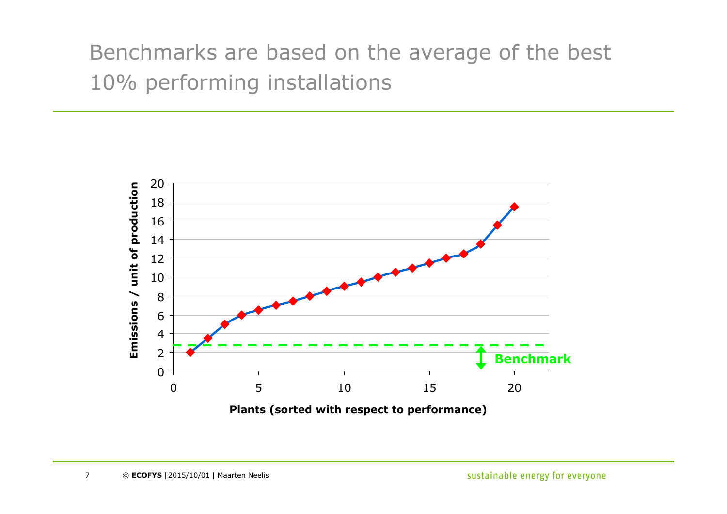# Benchmarks are based on the average of the best 10% performing installations

Emissions / unit of production

Benchmark

Plants (sorted with respect to performance)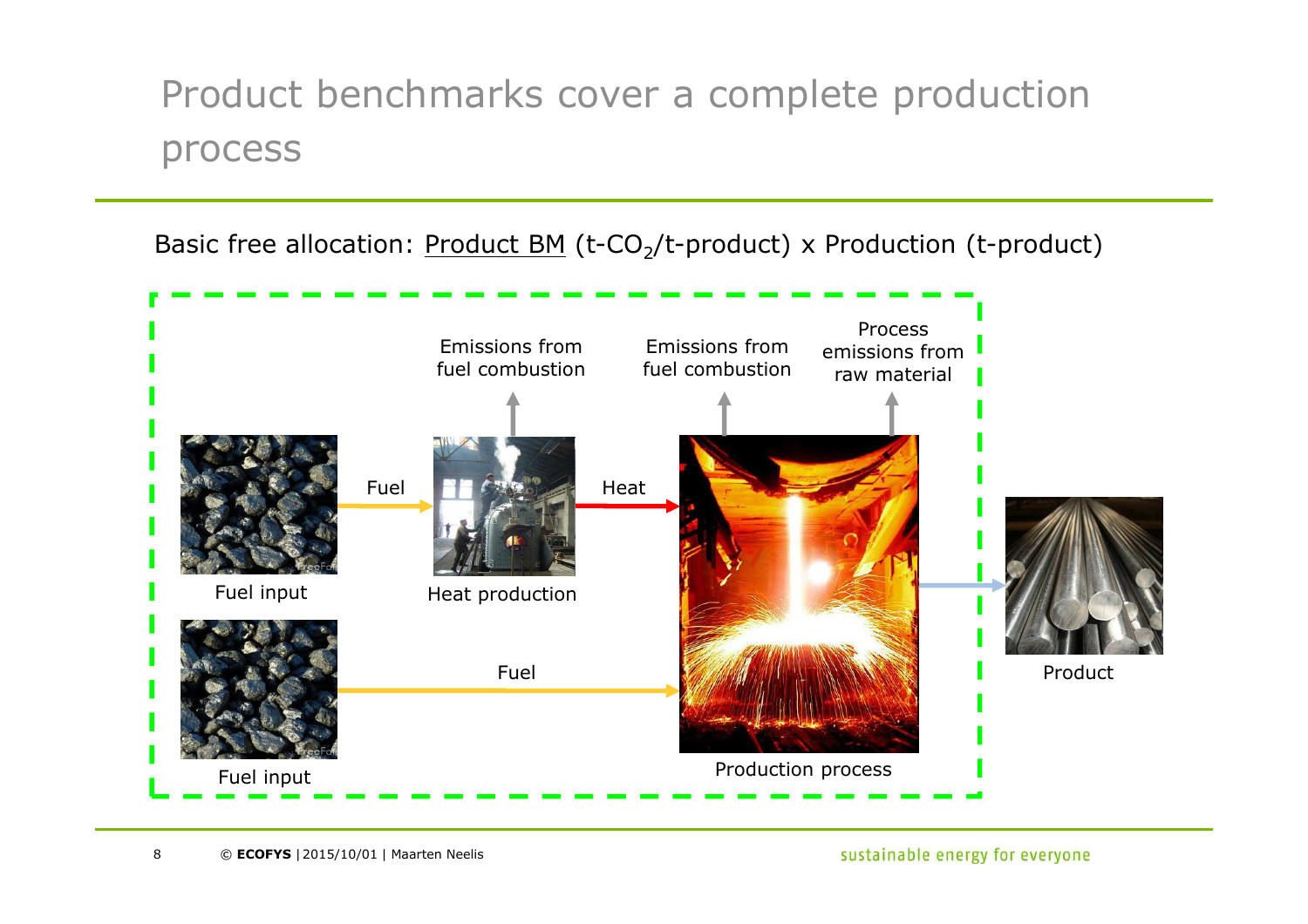# Product benchmarks cover a complete production process

Basic free allocation: Product BM (t-$CO_2$/t-product) x Production (t-product)

Emissions from fuel combustion

Emissions from fuel combustion

Process emissions from raw material

Fuel input

Fuel

Heat production

Heat

Production process

Product

Fuel input

Fuel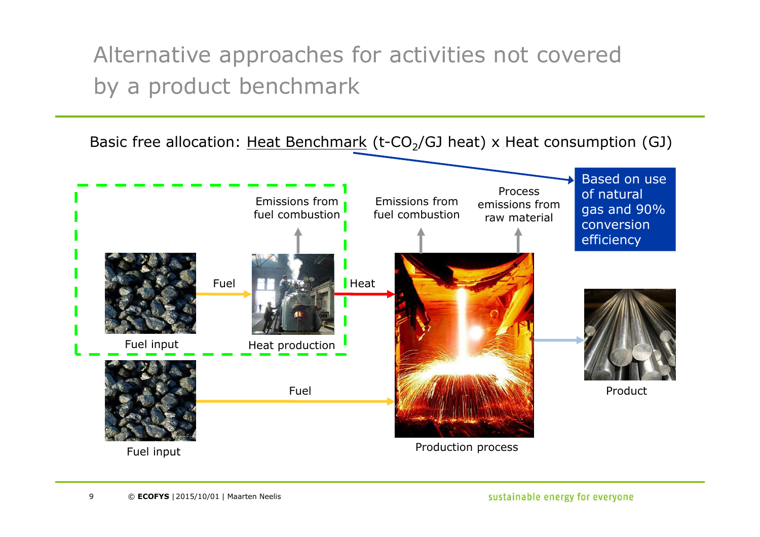# Alternative approaches for activities not covered by a product benchmark

Basic free allocation: Heat Benchmark (t-$CO_2$/GJ heat) x Heat consumption (GJ)

Based on use of natural gas and 90% conversion efficiency

Emissions from fuel combustion

Emissions from fuel combustion

Process emissions from raw material

Fuel

Heat

Fuel input

Heat production

Fuel

Fuel input

Production process

Product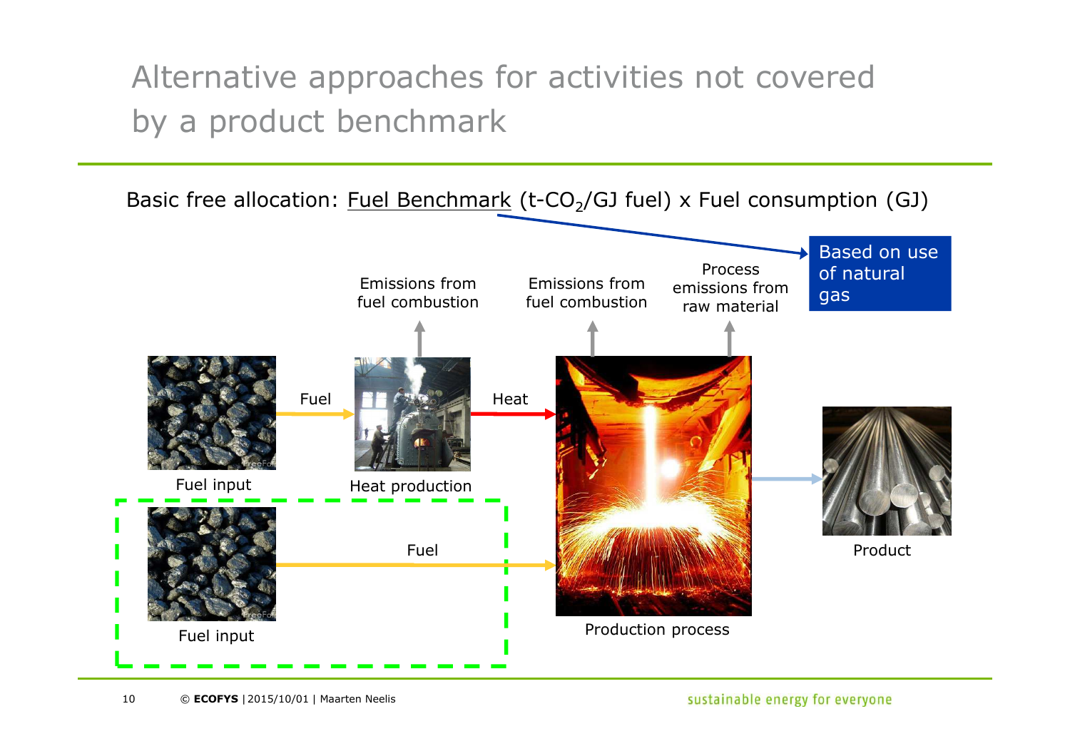# Alternative approaches for activities not covered by a product benchmark

Basic free allocation: Fuel Benchmark (t-$CO_2$/GJ fuel) x Fuel consumption (GJ)

Based on use of natural gas

Emissions from fuel combustion

Emissions from fuel combustion

Process emissions from raw material

Fuel

Heat

Fuel input

Heat production

Fuel

Fuel input

Production process

Product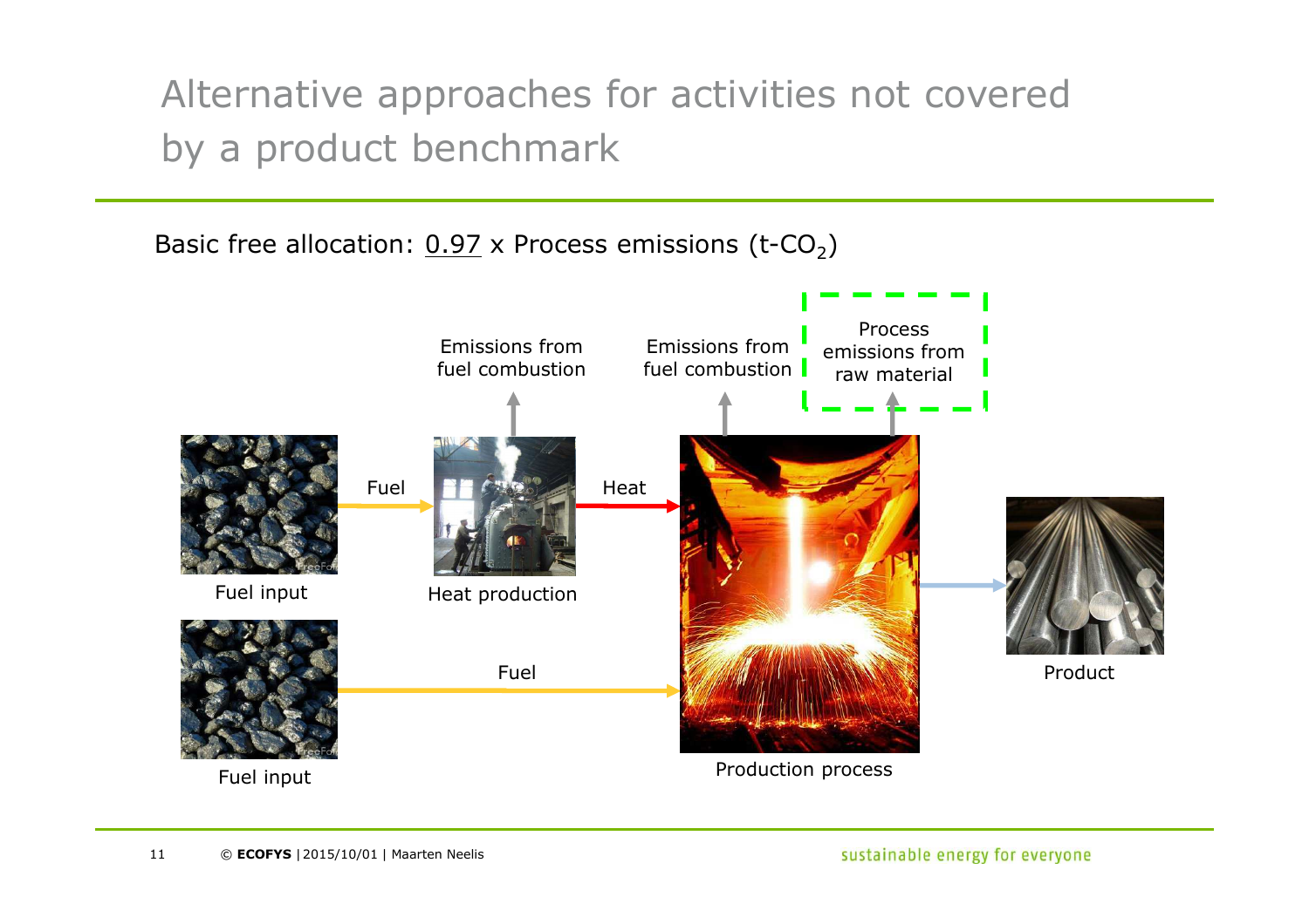# Alternative approaches for activities not covered by a product benchmark

Basic free allocation: <u>0.97</u> x Process emissions (t-$CO_2$)

Emissions from fuel combustion

Emissions from fuel combustion

Process emissions from raw material

Fuel input

Fuel

Heat production

Heat

Production process

Product

Fuel input

Fuel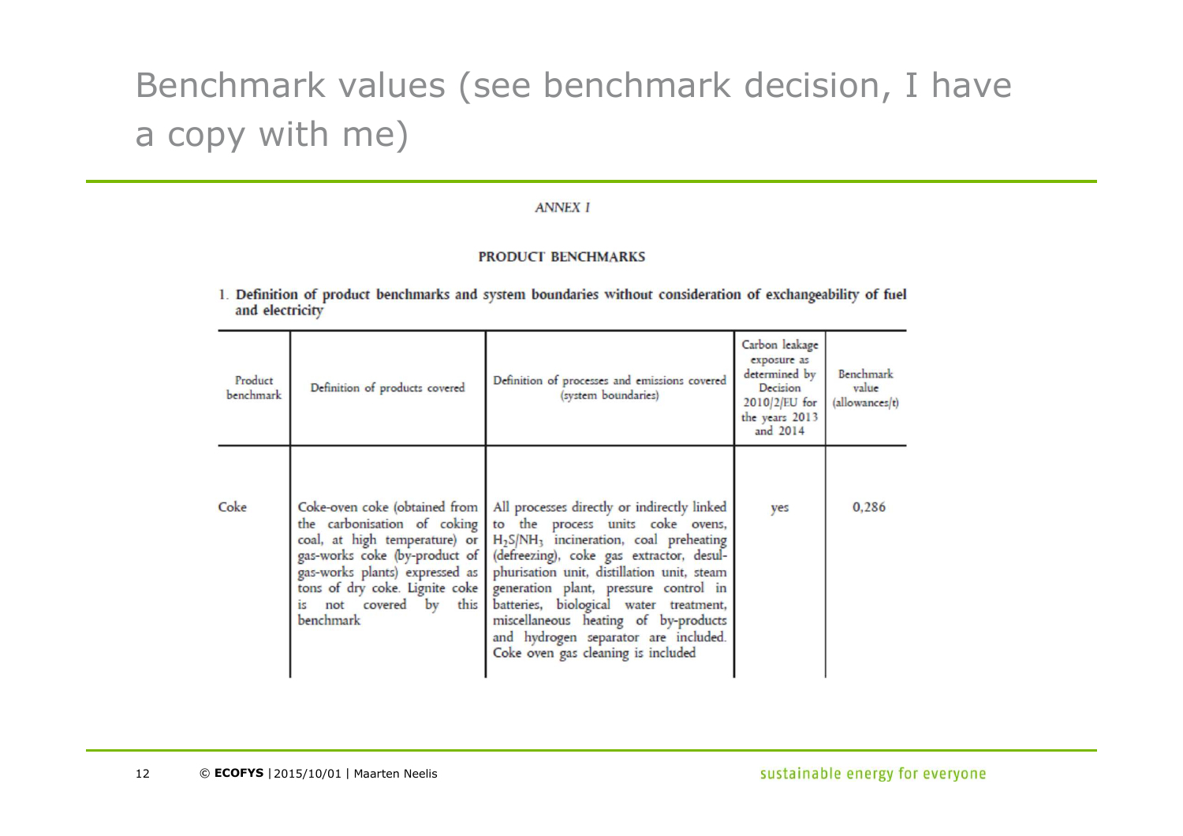# Benchmark values (see benchmark decision, I have a copy with me)

*ANNEX I*

**PRODUCT BENCHMARKS**

1. **Definition of product benchmarks and system boundaries without consideration of exchangeability of fuel and electricity**

| Product benchmark | Definition of products covered | Definition of processes and emissions covered (system boundaries) | Carbon leakage exposure as determined by Decision 2010/2/EU for the years 2013 and 2014 | Benchmark value (allowances/t) |
|---|---|---|---|---|
| Coke | Coke-oven coke (obtained from the carbonisation of coking coal, at high temperature) or gas-works coke (by-product of gas-works plants) expressed as tons of dry coke. Lignite coke is not covered by this benchmark | All processes directly or indirectly linked to the process units coke ovens, $H_2S/NH_3$ incineration, coal preheating (defreezing), coke gas extractor, desulphurisation unit, distillation unit, steam generation plant, pressure control in batteries, biological water treatment, miscellaneous heating of by-products and hydrogen separator are included. Coke oven gas cleaning is included | yes | 0,286 |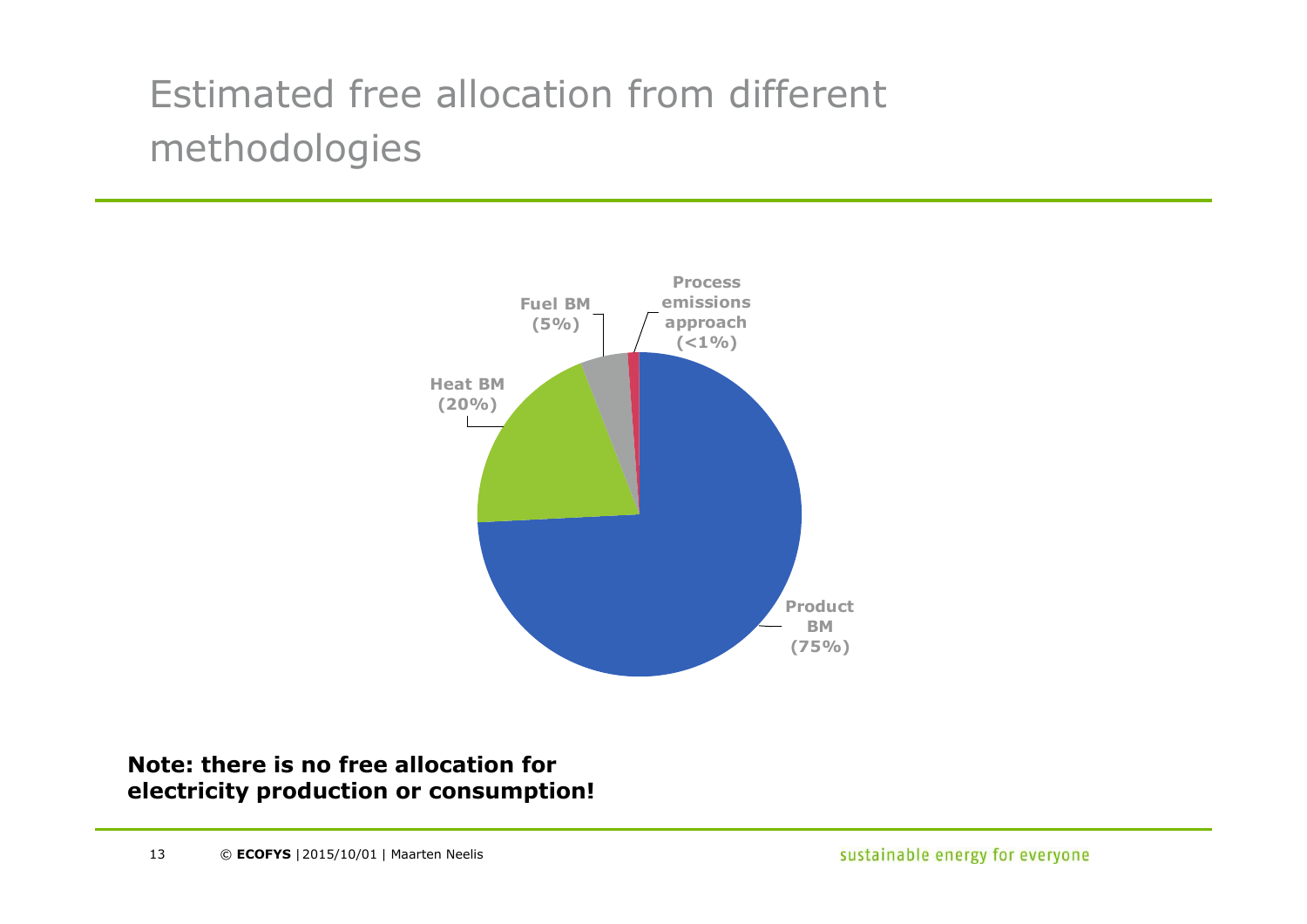# Estimated free allocation from different methodologies

Product BM (75%)

Heat BM (20%)

Fuel BM (5%)

Process emissions approach (<1%)

**Note: there is no free allocation for electricity production or consumption!**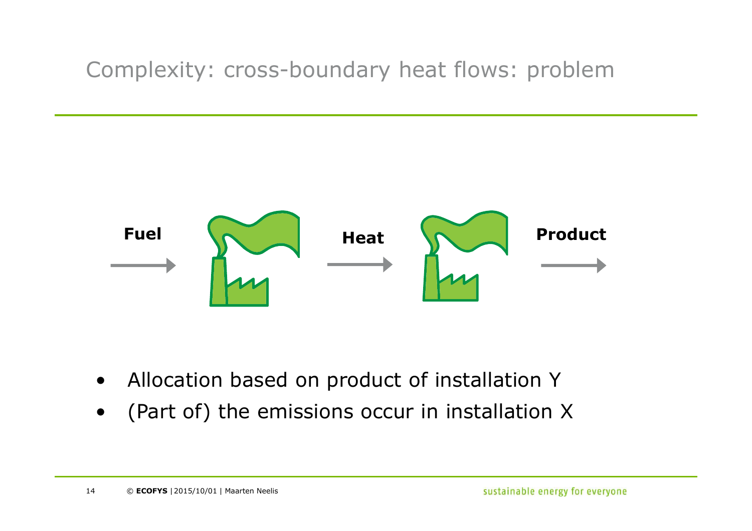# Complexity: cross-boundary heat flows: problem

Fuel → Heat → Product

- Allocation based on product of installation Y
- (Part of) the emissions occur in installation X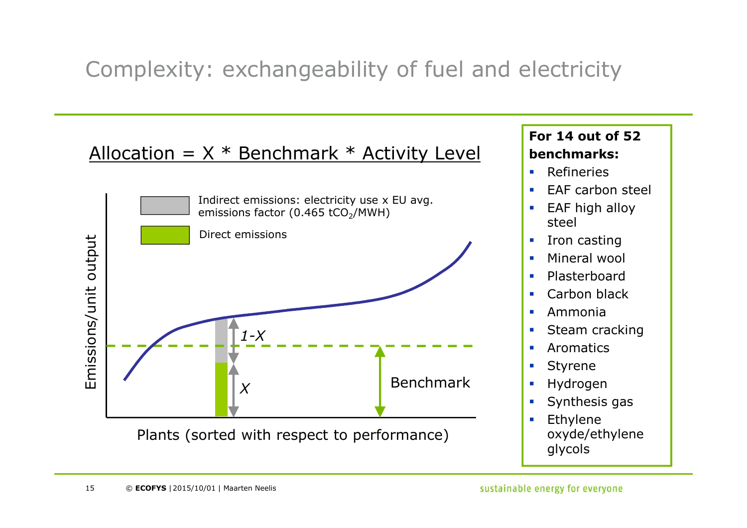# Complexity: exchangeability of fuel and electricity

Allocation = X * Benchmark * Activity Level

Indirect emissions: electricity use x EU avg. emissions factor (0.465 $tCO_2$/MWH)

Direct emissions

Emissions/unit output

*1-X*

*X*

Benchmark

Plants (sorted with respect to performance)

**For 14 out of 52 benchmarks:**

- Refineries
- EAF carbon steel
- EAF high alloy steel
- Iron casting
- Mineral wool
- Plasterboard
- Carbon black
- Ammonia
- Steam cracking
- Aromatics
- Styrene
- Hydrogen
- Synthesis gas
- Ethylene oxyde/ethylene glycols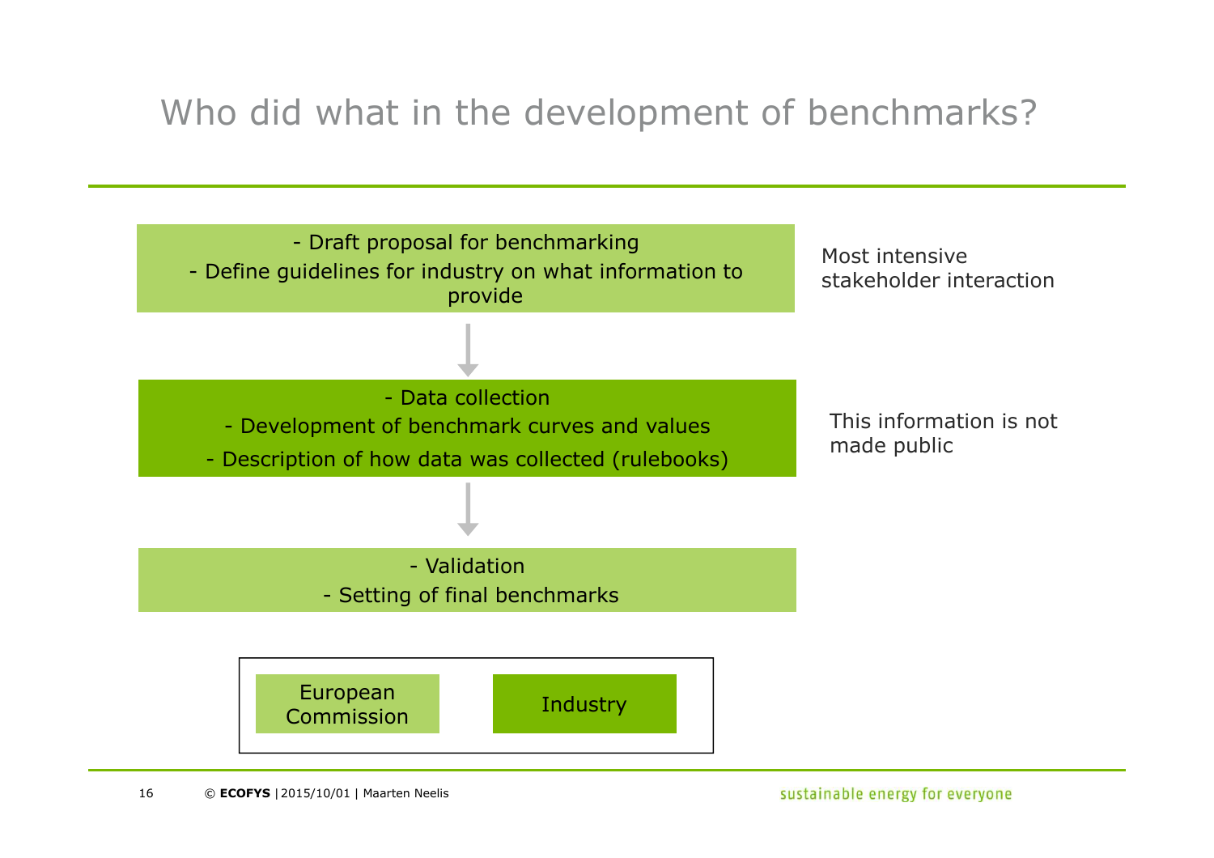# Who did what in the development of benchmarks?

- Draft proposal for benchmarking
- Define guidelines for industry on what information to provide

Most intensive stakeholder interaction

↓

- Data collection
- Development of benchmark curves and values
- Description of how data was collected (rulebooks)

This information is not made public

↓

- Validation
- Setting of final benchmarks

| European Commission | Industry |
|---|---|

© **ECOFYS** | 2015/10/01 | Maarten Neelis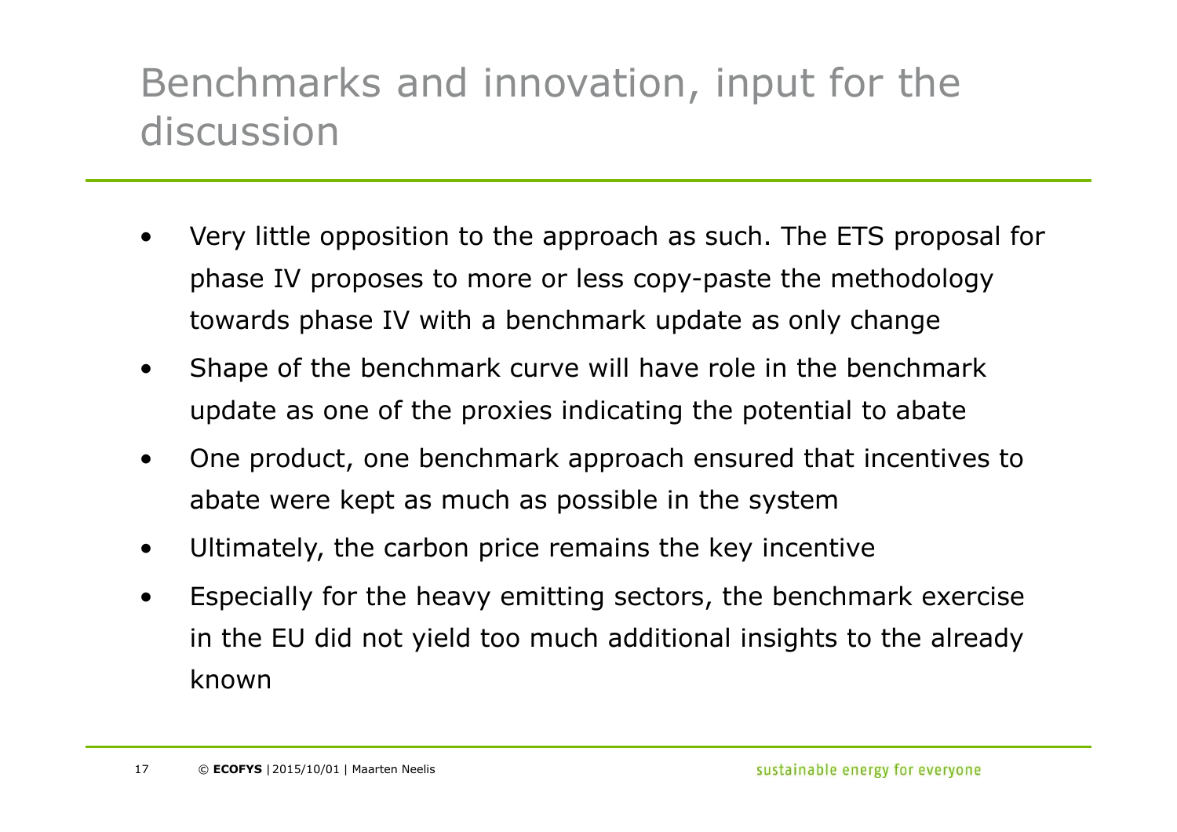# Benchmarks and innovation, input for the discussion

- Very little opposition to the approach as such. The ETS proposal for phase IV proposes to more or less copy-paste the methodology towards phase IV with a benchmark update as only change
- Shape of the benchmark curve will have role in the benchmark update as one of the proxies indicating the potential to abate
- One product, one benchmark approach ensured that incentives to abate were kept as much as possible in the system
- Ultimately, the carbon price remains the key incentive
- Especially for the heavy emitting sectors, the benchmark exercise in the EU did not yield too much additional insights to the already known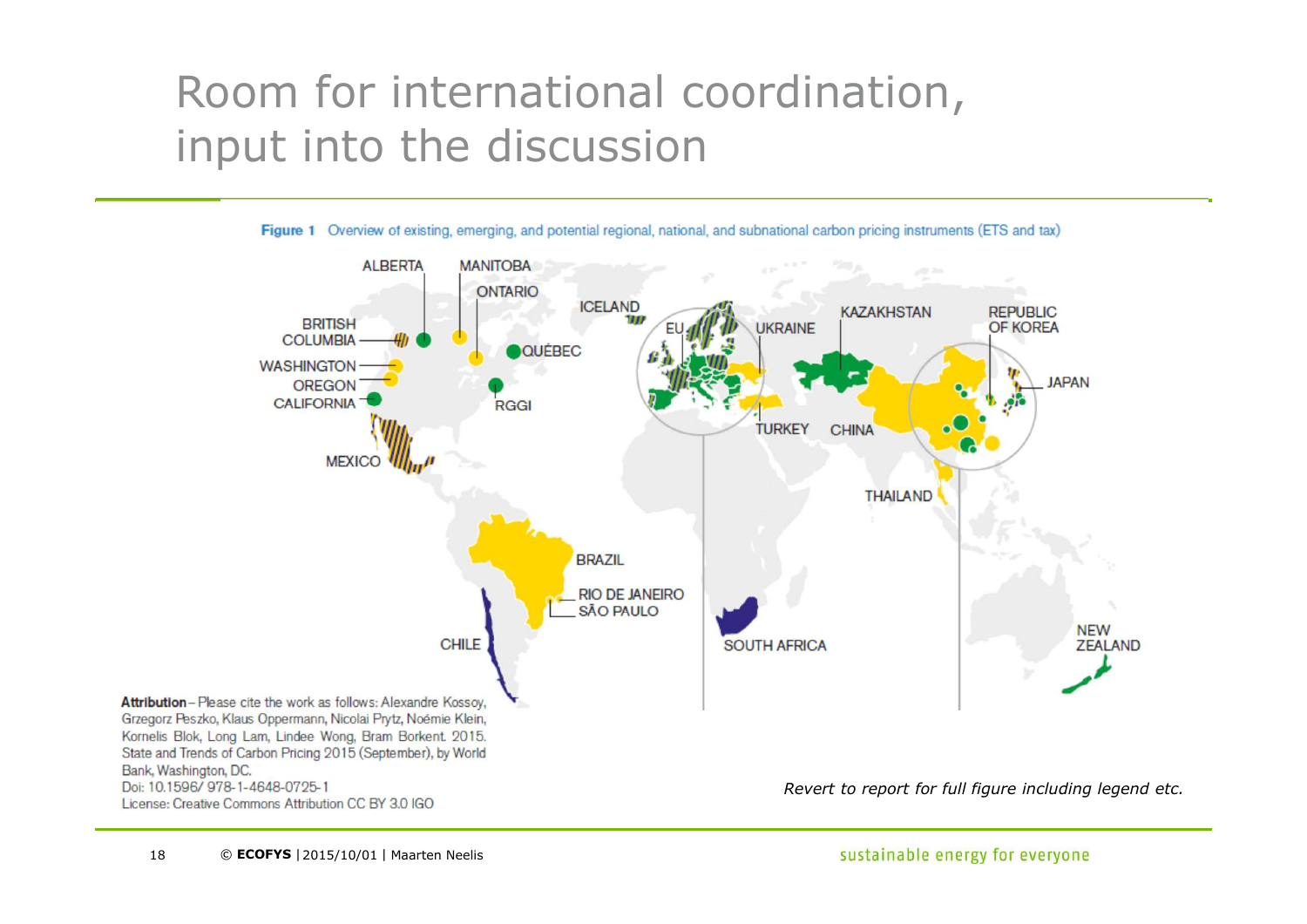# Room for international coordination, input into the discussion

**Figure 1** Overview of existing, emerging, and potential regional, national, and subnational carbon pricing instruments (ETS and tax)

ALBERTA, MANITOBA, ONTARIO, BRITISH COLUMBIA, QUÉBEC, WASHINGTON, OREGON, CALIFORNIA, RGGI, MEXICO, ICELAND, EU, UKRAINE, TURKEY, KAZAKHSTAN, CHINA, REPUBLIC OF KOREA, JAPAN, THAILAND, BRAZIL, RIO DE JANEIRO, SÃO PAULO, CHILE, SOUTH AFRICA, NEW ZEALAND

**Attribution** – Please cite the work as follows: Alexandre Kossoy, Grzegorz Peszko, Klaus Oppermann, Nicolai Prytz, Noémie Klein, Kornelis Blok, Long Lam, Lindee Wong, Bram Borkent. 2015. State and Trends of Carbon Pricing 2015 (September), by World Bank, Washington, DC.
Doi: 10.1596/ 978-1-4648-0725-1
License: Creative Commons Attribution CC BY 3.0 IGO

*Revert to report for full figure including legend etc.*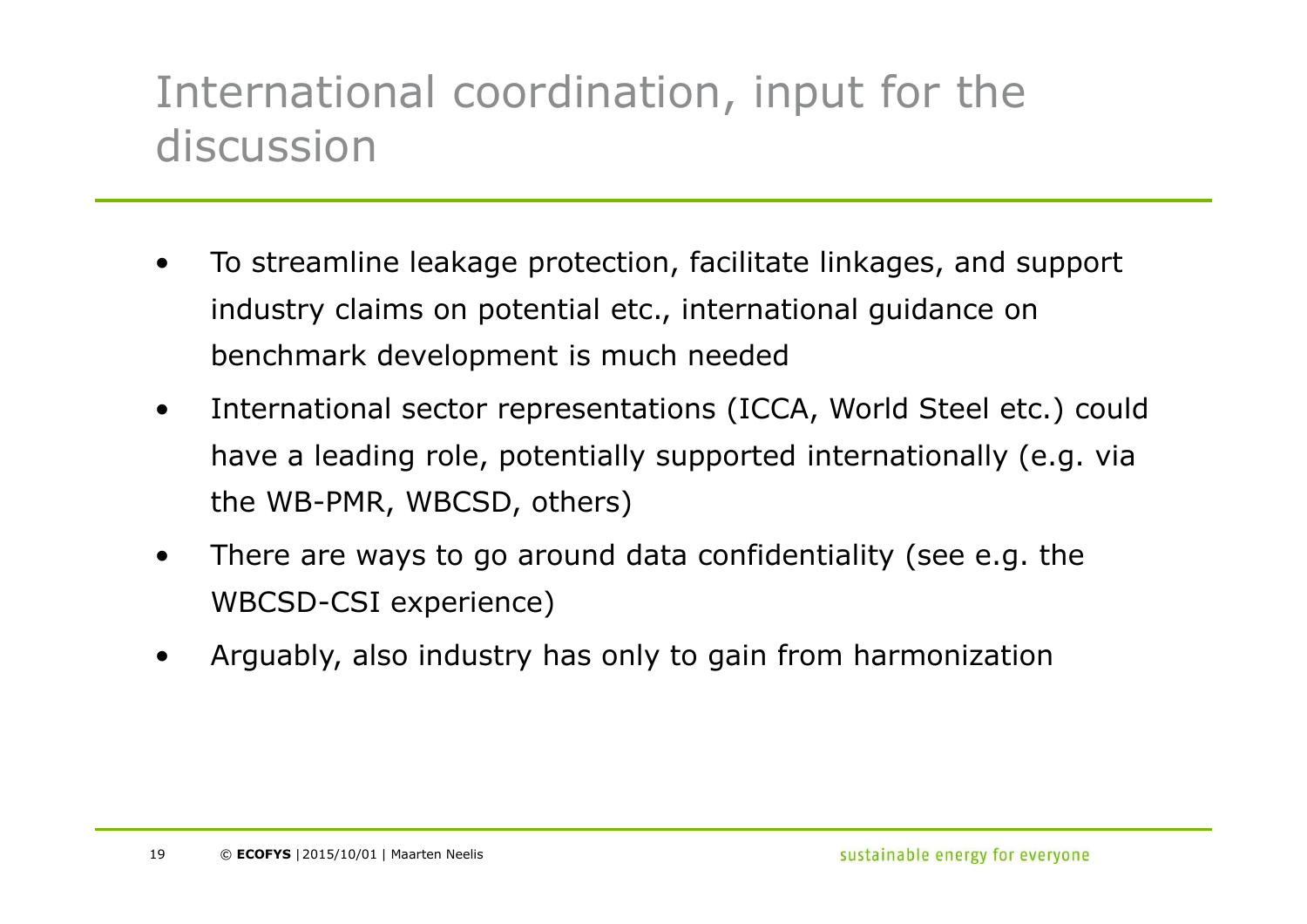# International coordination, input for the discussion

- To streamline leakage protection, facilitate linkages, and support industry claims on potential etc., international guidance on benchmark development is much needed
- International sector representations (ICCA, World Steel etc.) could have a leading role, potentially supported internationally (e.g. via the WB-PMR, WBCSD, others)
- There are ways to go around data confidentiality (see e.g. the WBCSD-CSI experience)
- Arguably, also industry has only to gain from harmonization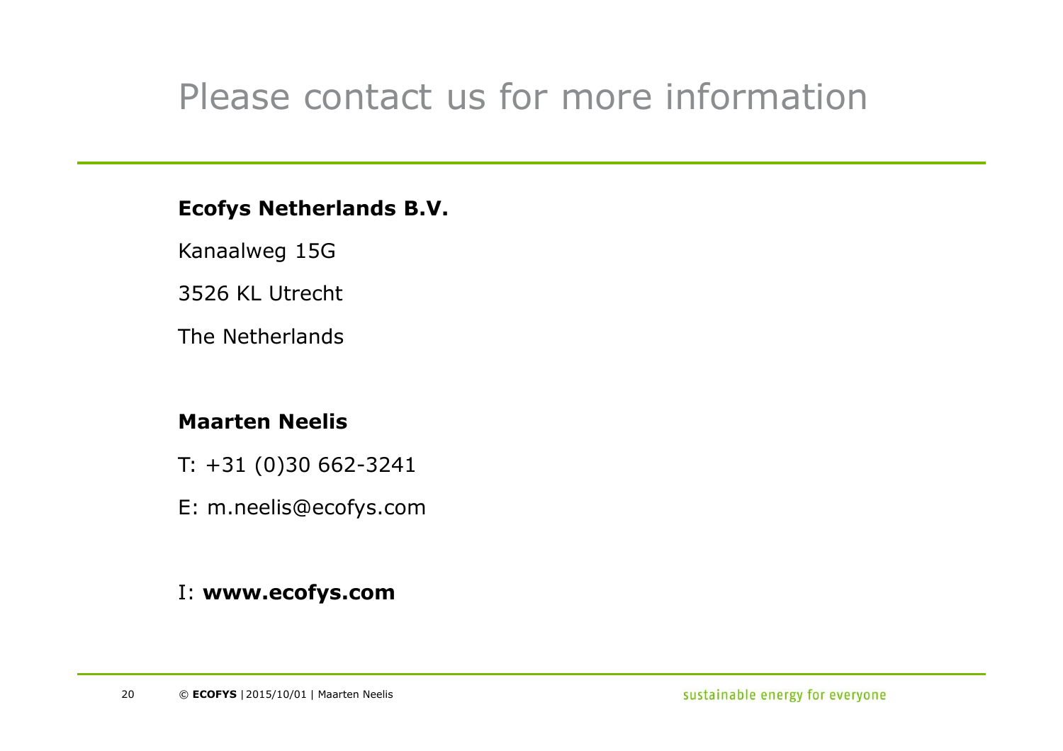# Please contact us for more information

**Ecofys Netherlands B.V.**

Kanaalweg 15G

3526 KL Utrecht

The Netherlands

**Maarten Neelis**

T: +31 (0)30 662-3241

E: m.neelis@ecofys.com

I: **www.ecofys.com**